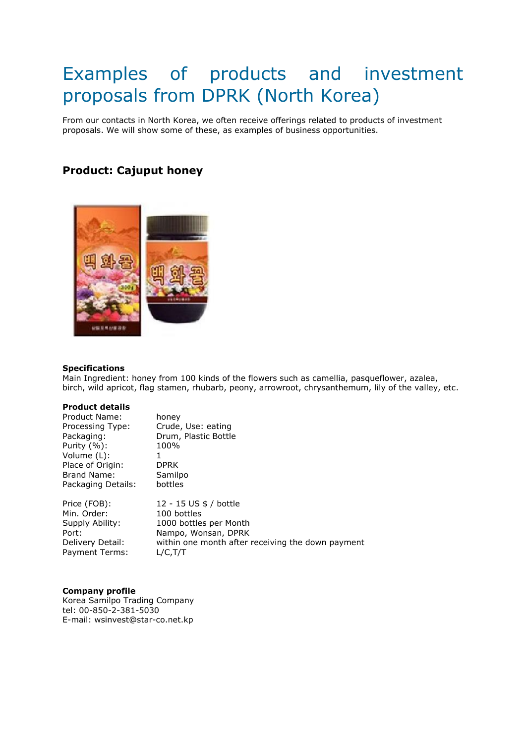# Examples of products and investment proposals from DPRK (North Korea)

From our contacts in North Korea, we often receive offerings related to products of investment proposals. We will show some of these, as examples of business opportunities.

## Product: Cajuput honey

**Specifications**

Main Ingredient: honey from 100 kinds of the flowers such as camellia, pasqueflower, azalea, birch, wild apricot, flag stamen, rhubarb, peony, arrowroot, chrysanthemum, lily of the valley, etc.

**Product details**

| | |
|---|---|
| Product Name: | honey |
| Processing Type: | Crude, Use: eating |
| Packaging: | Drum, Plastic Bottle |
| Purity (%): | 100% |
| Volume (L): | 1 |
| Place of Origin: | DPRK |
| Brand Name: | Samilpo |
| Packaging Details: | bottles |
| Price (FOB): | 12 - 15 US $ / bottle |
| Min. Order: | 100 bottles |
| Supply Ability: | 1000 bottles per Month |
| Port: | Nampo, Wonsan, DPRK |
| Delivery Detail: | within one month after receiving the down payment |
| Payment Terms: | L/C,T/T |

**Company profile**

Korea Samilpo Trading Company
tel: 00-850-2-381-5030
E-mail: wsinvest@star-co.net.kp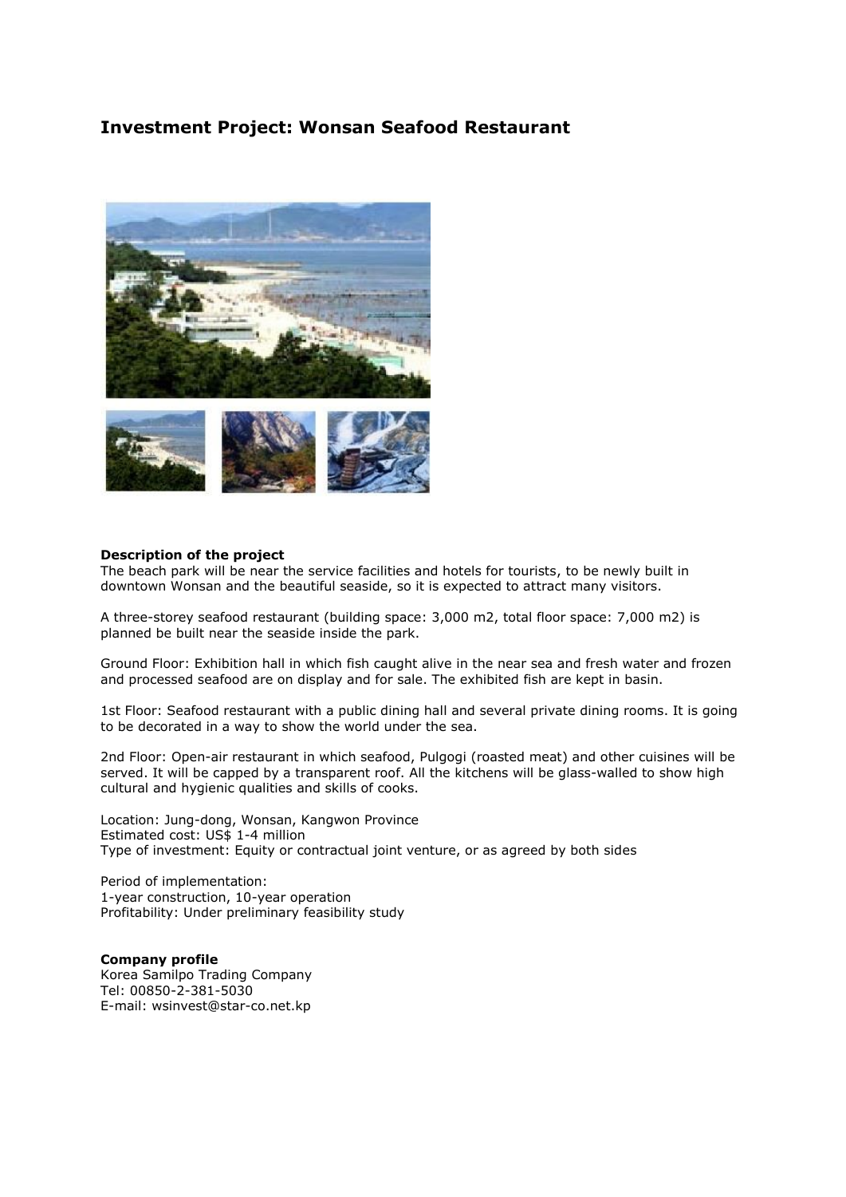# Investment Project: Wonsan Seafood Restaurant

**Description of the project**
The beach park will be near the service facilities and hotels for tourists, to be newly built in downtown Wonsan and the beautiful seaside, so it is expected to attract many visitors.

A three-storey seafood restaurant (building space: 3,000 m2, total floor space: 7,000 m2) is planned be built near the seaside inside the park.

Ground Floor: Exhibition hall in which fish caught alive in the near sea and fresh water and frozen and processed seafood are on display and for sale. The exhibited fish are kept in basin.

1st Floor: Seafood restaurant with a public dining hall and several private dining rooms. It is going to be decorated in a way to show the world under the sea.

2nd Floor: Open-air restaurant in which seafood, Pulgogi (roasted meat) and other cuisines will be served. It will be capped by a transparent roof. All the kitchens will be glass-walled to show high cultural and hygienic qualities and skills of cooks.

Location: Jung-dong, Wonsan, Kangwon Province
Estimated cost: US$ 1-4 million
Type of investment: Equity or contractual joint venture, or as agreed by both sides

Period of implementation:
1-year construction, 10-year operation
Profitability: Under preliminary feasibility study

**Company profile**
Korea Samilpo Trading Company
Tel: 00850-2-381-5030
E-mail: wsinvest@star-co.net.kp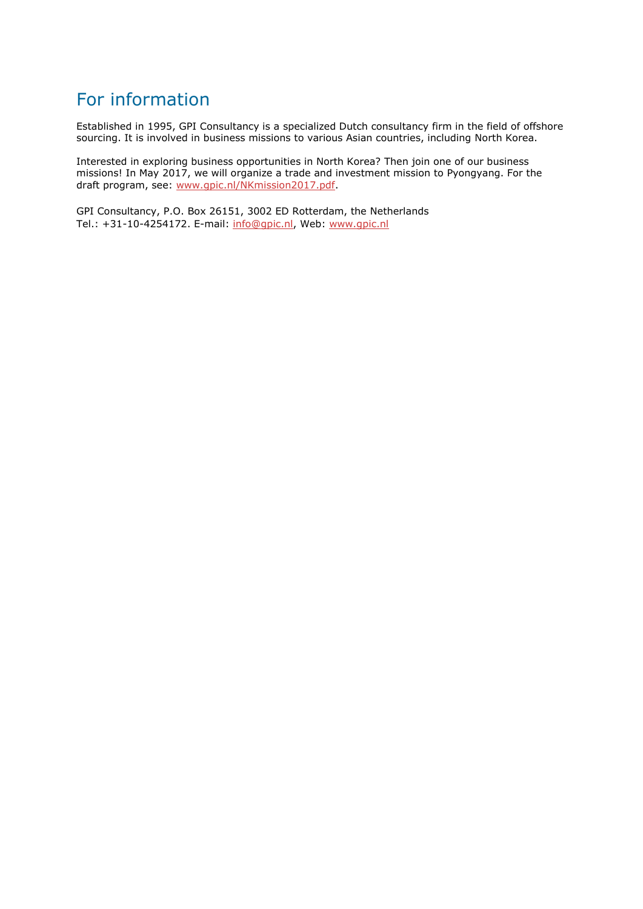# For information

Established in 1995, GPI Consultancy is a specialized Dutch consultancy firm in the field of offshore sourcing. It is involved in business missions to various Asian countries, including North Korea.

Interested in exploring business opportunities in North Korea? Then join one of our business missions! In May 2017, we will organize a trade and investment mission to Pyongyang. For the draft program, see: www.gpic.nl/NKmission2017.pdf.

GPI Consultancy, P.O. Box 26151, 3002 ED Rotterdam, the Netherlands
Tel.: +31-10-4254172. E-mail: info@gpic.nl, Web: www.gpic.nl